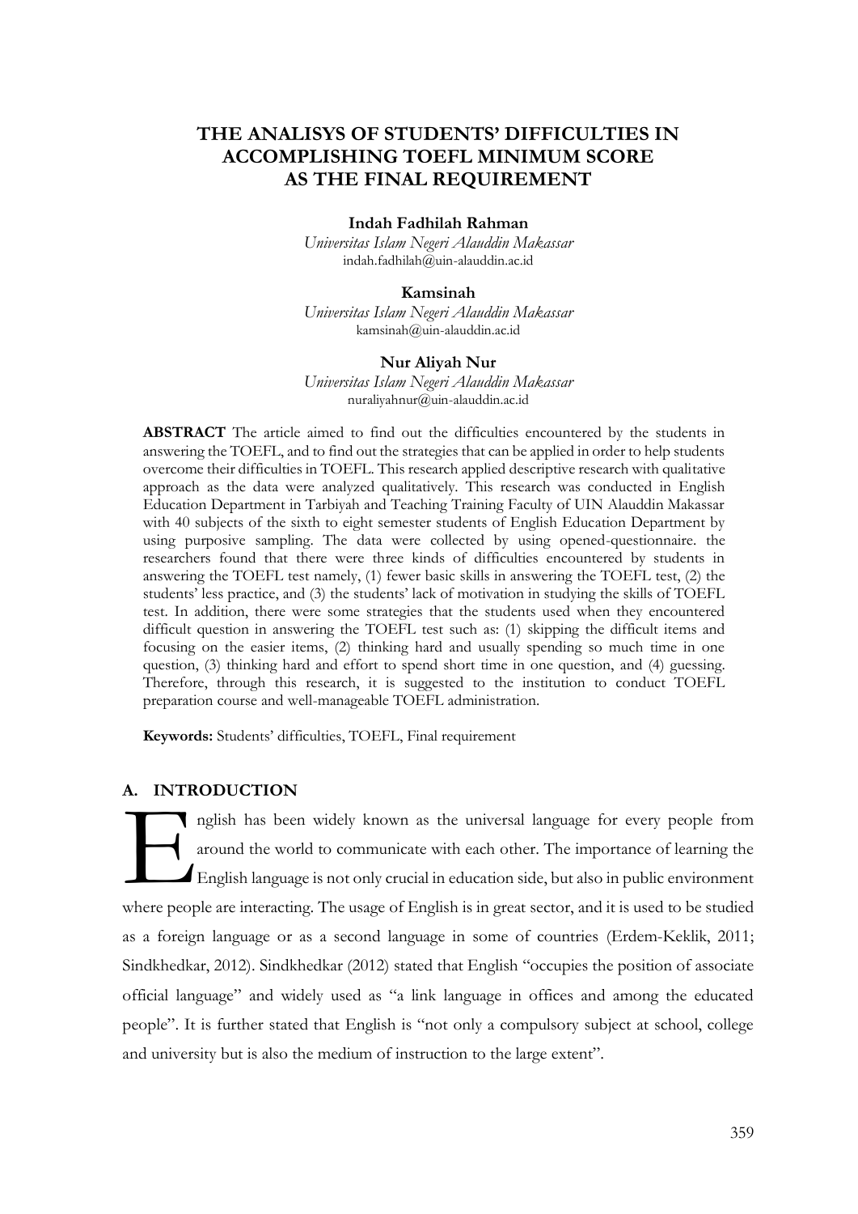# THE ANALISYS OF STUDENTS' DIFFICULTIES IN ACCOMPLISHING TOEFL MINIMUM SCORE AS THE FINAL REQUIREMENT

**Indah Fadhilah Rahman**
*Universitas Islam Negeri Alauddin Makassar*
indah.fadhilah@uin-alauddin.ac.id

**Kamsinah**
*Universitas Islam Negeri Alauddin Makassar*
kamsinah@uin-alauddin.ac.id

**Nur Aliyah Nur**
*Universitas Islam Negeri Alauddin Makassar*
nuraliyahnur@uin-alauddin.ac.id

**ABSTRACT** The article aimed to find out the difficulties encountered by the students in answering the TOEFL, and to find out the strategies that can be applied in order to help students overcome their difficulties in TOEFL. This research applied descriptive research with qualitative approach as the data were analyzed qualitatively. This research was conducted in English Education Department in Tarbiyah and Teaching Training Faculty of UIN Alauddin Makassar with 40 subjects of the sixth to eight semester students of English Education Department by using purposive sampling. The data were collected by using opened-questionnaire. the researchers found that there were three kinds of difficulties encountered by students in answering the TOEFL test namely, (1) fewer basic skills in answering the TOEFL test, (2) the students' less practice, and (3) the students' lack of motivation in studying the skills of TOEFL test. In addition, there were some strategies that the students used when they encountered difficult question in answering the TOEFL test such as: (1) skipping the difficult items and focusing on the easier items, (2) thinking hard and usually spending so much time in one question, (3) thinking hard and effort to spend short time in one question, and (4) guessing. Therefore, through this research, it is suggested to the institution to conduct TOEFL preparation course and well-manageable TOEFL administration.

**Keywords:** Students' difficulties, TOEFL, Final requirement

## A. INTRODUCTION

English has been widely known as the universal language for every people from around the world to communicate with each other. The importance of learning the English language is not only crucial in education side, but also in public environment where people are interacting. The usage of English is in great sector, and it is used to be studied as a foreign language or as a second language in some of countries (Erdem-Keklik, 2011; Sindkhedkar, 2012). Sindkhedkar (2012) stated that English "occupies the position of associate official language" and widely used as "a link language in offices and among the educated people". It is further stated that English is "not only a compulsory subject at school, college and university but is also the medium of instruction to the large extent".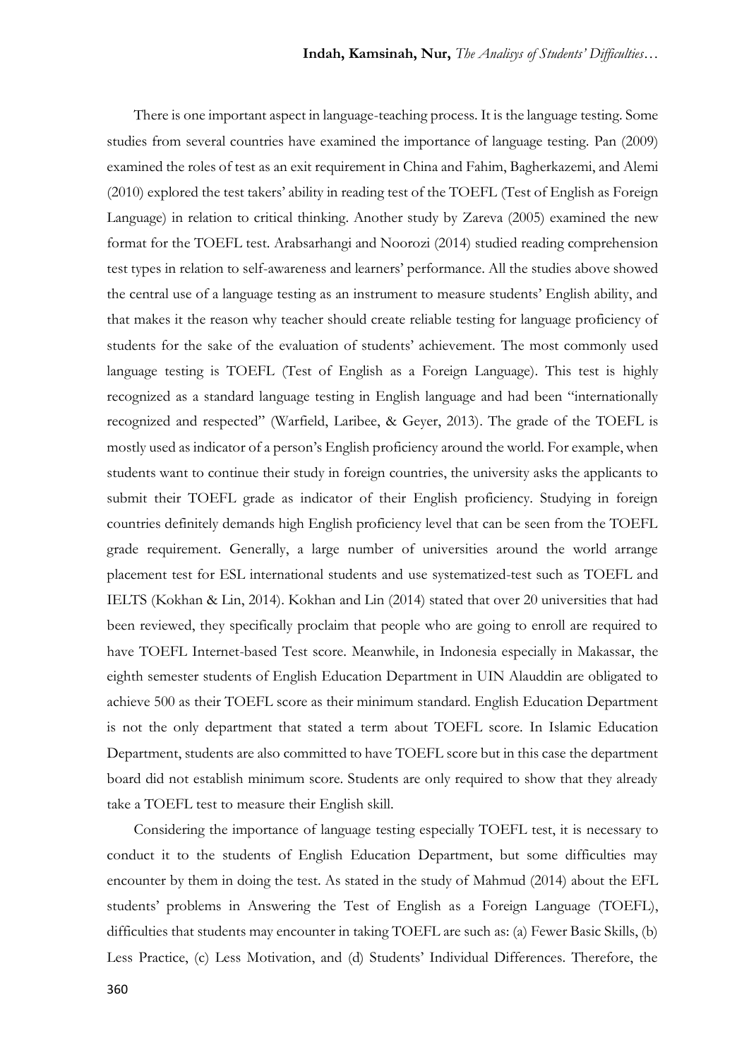There is one important aspect in language-teaching process. It is the language testing. Some studies from several countries have examined the importance of language testing. Pan (2009) examined the roles of test as an exit requirement in China and Fahim, Bagherkazemi, and Alemi (2010) explored the test takers' ability in reading test of the TOEFL (Test of English as Foreign Language) in relation to critical thinking. Another study by Zareva (2005) examined the new format for the TOEFL test. Arabsarhangi and Noorozi (2014) studied reading comprehension test types in relation to self-awareness and learners' performance. All the studies above showed the central use of a language testing as an instrument to measure students' English ability, and that makes it the reason why teacher should create reliable testing for language proficiency of students for the sake of the evaluation of students' achievement. The most commonly used language testing is TOEFL (Test of English as a Foreign Language). This test is highly recognized as a standard language testing in English language and had been "internationally recognized and respected" (Warfield, Laribee, & Geyer, 2013). The grade of the TOEFL is mostly used as indicator of a person's English proficiency around the world. For example, when students want to continue their study in foreign countries, the university asks the applicants to submit their TOEFL grade as indicator of their English proficiency. Studying in foreign countries definitely demands high English proficiency level that can be seen from the TOEFL grade requirement. Generally, a large number of universities around the world arrange placement test for ESL international students and use systematized-test such as TOEFL and IELTS (Kokhan & Lin, 2014). Kokhan and Lin (2014) stated that over 20 universities that had been reviewed, they specifically proclaim that people who are going to enroll are required to have TOEFL Internet-based Test score. Meanwhile, in Indonesia especially in Makassar, the eighth semester students of English Education Department in UIN Alauddin are obligated to achieve 500 as their TOEFL score as their minimum standard. English Education Department is not the only department that stated a term about TOEFL score. In Islamic Education Department, students are also committed to have TOEFL score but in this case the department board did not establish minimum score. Students are only required to show that they already take a TOEFL test to measure their English skill.

Considering the importance of language testing especially TOEFL test, it is necessary to conduct it to the students of English Education Department, but some difficulties may encounter by them in doing the test. As stated in the study of Mahmud (2014) about the EFL students' problems in Answering the Test of English as a Foreign Language (TOEFL), difficulties that students may encounter in taking TOEFL are such as: (a) Fewer Basic Skills, (b) Less Practice, (c) Less Motivation, and (d) Students' Individual Differences. Therefore, the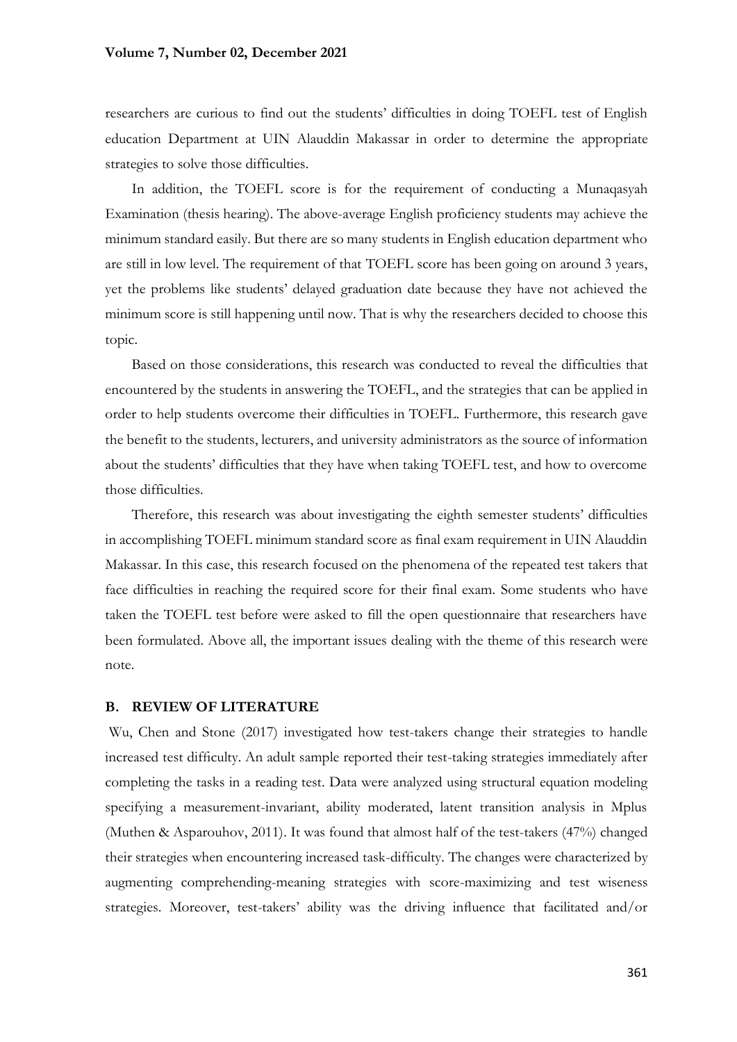researchers are curious to find out the students' difficulties in doing TOEFL test of English education Department at UIN Alauddin Makassar in order to determine the appropriate strategies to solve those difficulties.

In addition, the TOEFL score is for the requirement of conducting a Munaqasyah Examination (thesis hearing). The above-average English proficiency students may achieve the minimum standard easily. But there are so many students in English education department who are still in low level. The requirement of that TOEFL score has been going on around 3 years, yet the problems like students' delayed graduation date because they have not achieved the minimum score is still happening until now. That is why the researchers decided to choose this topic.

Based on those considerations, this research was conducted to reveal the difficulties that encountered by the students in answering the TOEFL, and the strategies that can be applied in order to help students overcome their difficulties in TOEFL. Furthermore, this research gave the benefit to the students, lecturers, and university administrators as the source of information about the students' difficulties that they have when taking TOEFL test, and how to overcome those difficulties.

Therefore, this research was about investigating the eighth semester students' difficulties in accomplishing TOEFL minimum standard score as final exam requirement in UIN Alauddin Makassar. In this case, this research focused on the phenomena of the repeated test takers that face difficulties in reaching the required score for their final exam. Some students who have taken the TOEFL test before were asked to fill the open questionnaire that researchers have been formulated. Above all, the important issues dealing with the theme of this research were note.

## B. REVIEW OF LITERATURE

Wu, Chen and Stone (2017) investigated how test-takers change their strategies to handle increased test difficulty. An adult sample reported their test-taking strategies immediately after completing the tasks in a reading test. Data were analyzed using structural equation modeling specifying a measurement-invariant, ability moderated, latent transition analysis in Mplus (Muthen & Asparouhov, 2011). It was found that almost half of the test-takers (47%) changed their strategies when encountering increased task-difficulty. The changes were characterized by augmenting comprehending-meaning strategies with score-maximizing and test wiseness strategies. Moreover, test-takers' ability was the driving influence that facilitated and/or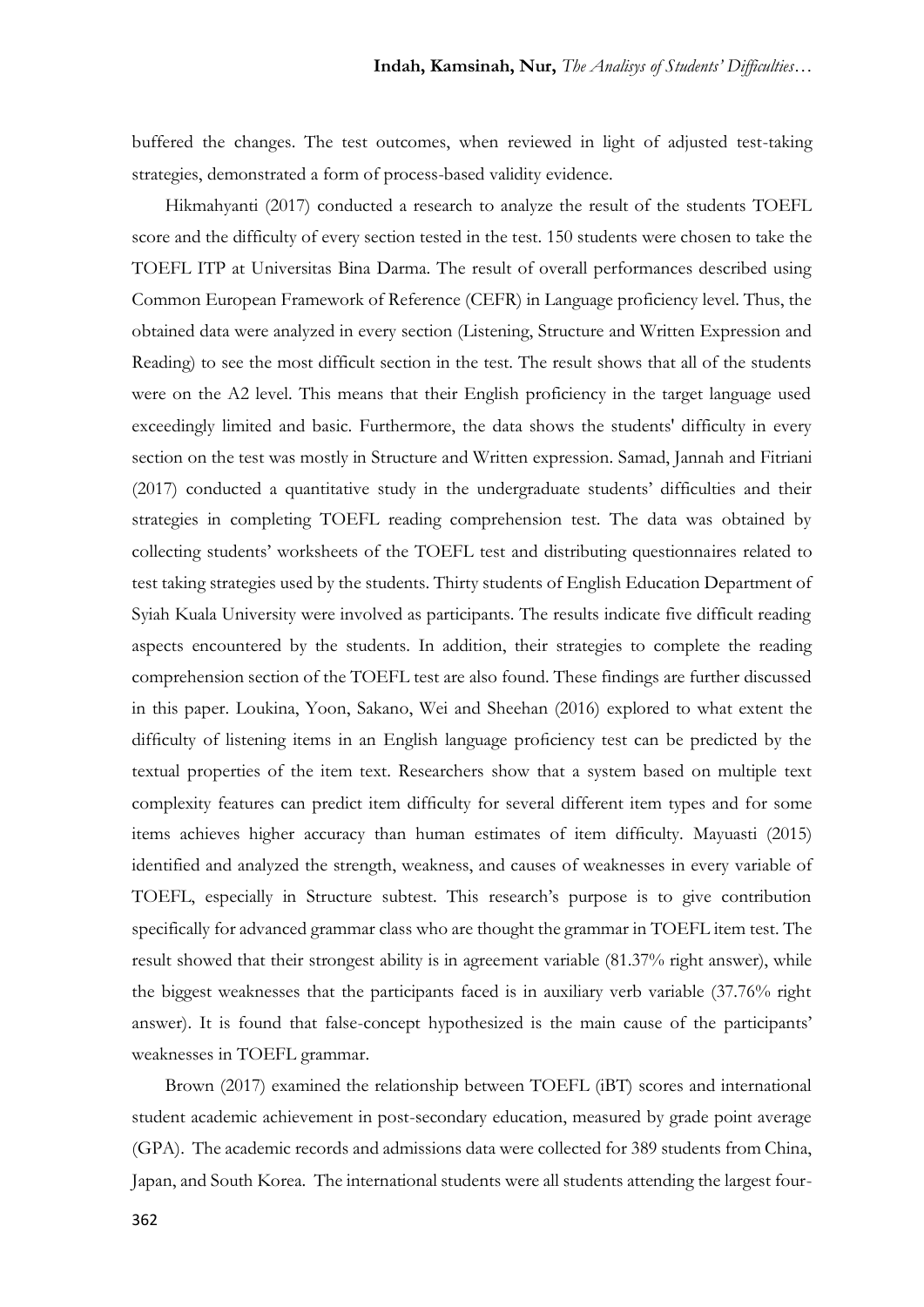buffered the changes. The test outcomes, when reviewed in light of adjusted test-taking strategies, demonstrated a form of process-based validity evidence.

Hikmahyanti (2017) conducted a research to analyze the result of the students TOEFL score and the difficulty of every section tested in the test. 150 students were chosen to take the TOEFL ITP at Universitas Bina Darma. The result of overall performances described using Common European Framework of Reference (CEFR) in Language proficiency level. Thus, the obtained data were analyzed in every section (Listening, Structure and Written Expression and Reading) to see the most difficult section in the test. The result shows that all of the students were on the A2 level. This means that their English proficiency in the target language used exceedingly limited and basic. Furthermore, the data shows the students' difficulty in every section on the test was mostly in Structure and Written expression. Samad, Jannah and Fitriani (2017) conducted a quantitative study in the undergraduate students' difficulties and their strategies in completing TOEFL reading comprehension test. The data was obtained by collecting students' worksheets of the TOEFL test and distributing questionnaires related to test taking strategies used by the students. Thirty students of English Education Department of Syiah Kuala University were involved as participants. The results indicate five difficult reading aspects encountered by the students. In addition, their strategies to complete the reading comprehension section of the TOEFL test are also found. These findings are further discussed in this paper. Loukina, Yoon, Sakano, Wei and Sheehan (2016) explored to what extent the difficulty of listening items in an English language proficiency test can be predicted by the textual properties of the item text. Researchers show that a system based on multiple text complexity features can predict item difficulty for several different item types and for some items achieves higher accuracy than human estimates of item difficulty. Mayuasti (2015) identified and analyzed the strength, weakness, and causes of weaknesses in every variable of TOEFL, especially in Structure subtest. This research's purpose is to give contribution specifically for advanced grammar class who are thought the grammar in TOEFL item test. The result showed that their strongest ability is in agreement variable (81.37% right answer), while the biggest weaknesses that the participants faced is in auxiliary verb variable (37.76% right answer). It is found that false-concept hypothesized is the main cause of the participants' weaknesses in TOEFL grammar.

Brown (2017) examined the relationship between TOEFL (iBT) scores and international student academic achievement in post-secondary education, measured by grade point average (GPA). The academic records and admissions data were collected for 389 students from China, Japan, and South Korea. The international students were all students attending the largest four-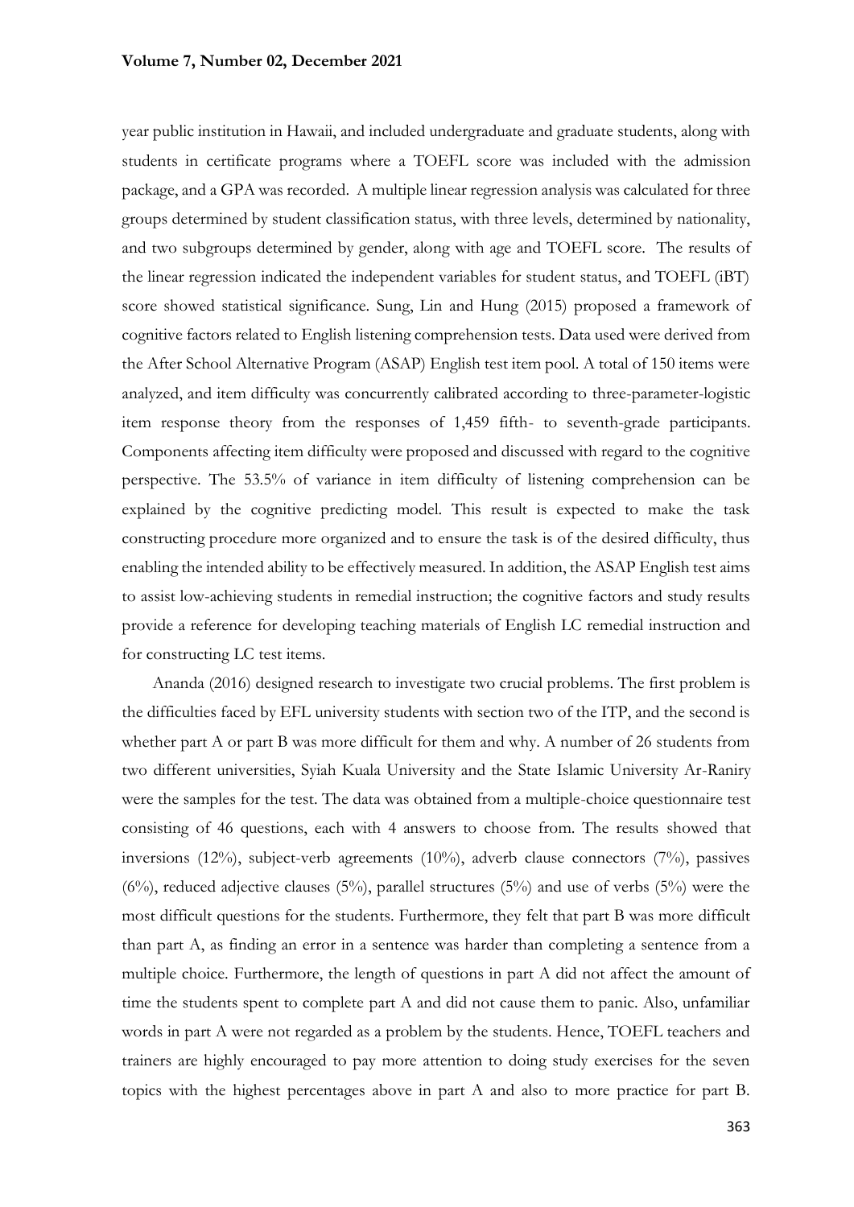year public institution in Hawaii, and included undergraduate and graduate students, along with students in certificate programs where a TOEFL score was included with the admission package, and a GPA was recorded. A multiple linear regression analysis was calculated for three groups determined by student classification status, with three levels, determined by nationality, and two subgroups determined by gender, along with age and TOEFL score. The results of the linear regression indicated the independent variables for student status, and TOEFL (iBT) score showed statistical significance. Sung, Lin and Hung (2015) proposed a framework of cognitive factors related to English listening comprehension tests. Data used were derived from the After School Alternative Program (ASAP) English test item pool. A total of 150 items were analyzed, and item difficulty was concurrently calibrated according to three-parameter-logistic item response theory from the responses of 1,459 fifth- to seventh-grade participants. Components affecting item difficulty were proposed and discussed with regard to the cognitive perspective. The 53.5% of variance in item difficulty of listening comprehension can be explained by the cognitive predicting model. This result is expected to make the task constructing procedure more organized and to ensure the task is of the desired difficulty, thus enabling the intended ability to be effectively measured. In addition, the ASAP English test aims to assist low-achieving students in remedial instruction; the cognitive factors and study results provide a reference for developing teaching materials of English LC remedial instruction and for constructing LC test items.

Ananda (2016) designed research to investigate two crucial problems. The first problem is the difficulties faced by EFL university students with section two of the ITP, and the second is whether part A or part B was more difficult for them and why. A number of 26 students from two different universities, Syiah Kuala University and the State Islamic University Ar-Raniry were the samples for the test. The data was obtained from a multiple-choice questionnaire test consisting of 46 questions, each with 4 answers to choose from. The results showed that inversions (12%), subject-verb agreements (10%), adverb clause connectors (7%), passives (6%), reduced adjective clauses (5%), parallel structures (5%) and use of verbs (5%) were the most difficult questions for the students. Furthermore, they felt that part B was more difficult than part A, as finding an error in a sentence was harder than completing a sentence from a multiple choice. Furthermore, the length of questions in part A did not affect the amount of time the students spent to complete part A and did not cause them to panic. Also, unfamiliar words in part A were not regarded as a problem by the students. Hence, TOEFL teachers and trainers are highly encouraged to pay more attention to doing study exercises for the seven topics with the highest percentages above in part A and also to more practice for part B.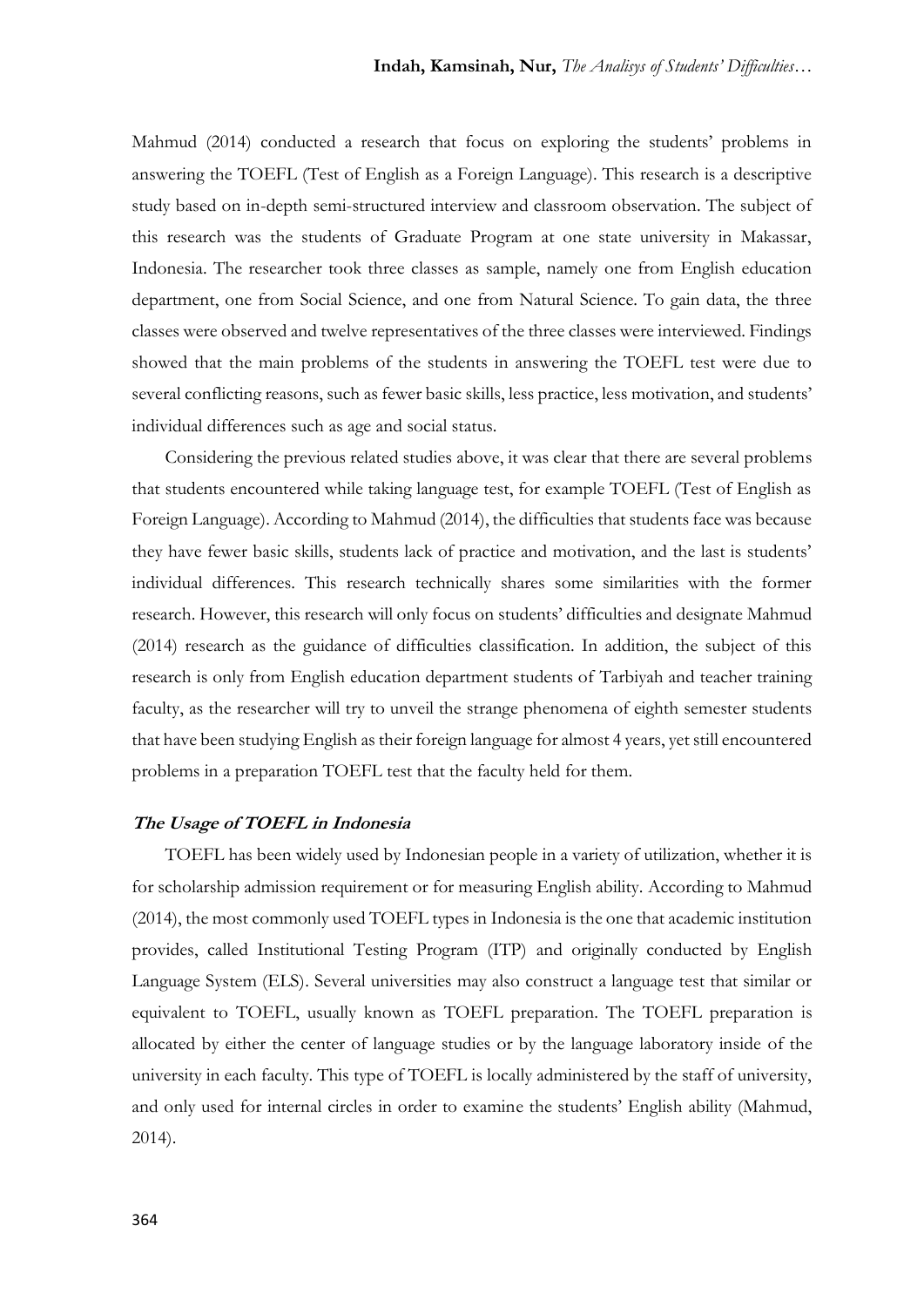Mahmud (2014) conducted a research that focus on exploring the students' problems in answering the TOEFL (Test of English as a Foreign Language). This research is a descriptive study based on in-depth semi-structured interview and classroom observation. The subject of this research was the students of Graduate Program at one state university in Makassar, Indonesia. The researcher took three classes as sample, namely one from English education department, one from Social Science, and one from Natural Science. To gain data, the three classes were observed and twelve representatives of the three classes were interviewed. Findings showed that the main problems of the students in answering the TOEFL test were due to several conflicting reasons, such as fewer basic skills, less practice, less motivation, and students' individual differences such as age and social status.

Considering the previous related studies above, it was clear that there are several problems that students encountered while taking language test, for example TOEFL (Test of English as Foreign Language). According to Mahmud (2014), the difficulties that students face was because they have fewer basic skills, students lack of practice and motivation, and the last is students' individual differences. This research technically shares some similarities with the former research. However, this research will only focus on students' difficulties and designate Mahmud (2014) research as the guidance of difficulties classification. In addition, the subject of this research is only from English education department students of Tarbiyah and teacher training faculty, as the researcher will try to unveil the strange phenomena of eighth semester students that have been studying English as their foreign language for almost 4 years, yet still encountered problems in a preparation TOEFL test that the faculty held for them.

### *The Usage of TOEFL in Indonesia*

TOEFL has been widely used by Indonesian people in a variety of utilization, whether it is for scholarship admission requirement or for measuring English ability. According to Mahmud (2014), the most commonly used TOEFL types in Indonesia is the one that academic institution provides, called Institutional Testing Program (ITP) and originally conducted by English Language System (ELS). Several universities may also construct a language test that similar or equivalent to TOEFL, usually known as TOEFL preparation. The TOEFL preparation is allocated by either the center of language studies or by the language laboratory inside of the university in each faculty. This type of TOEFL is locally administered by the staff of university, and only used for internal circles in order to examine the students' English ability (Mahmud, 2014).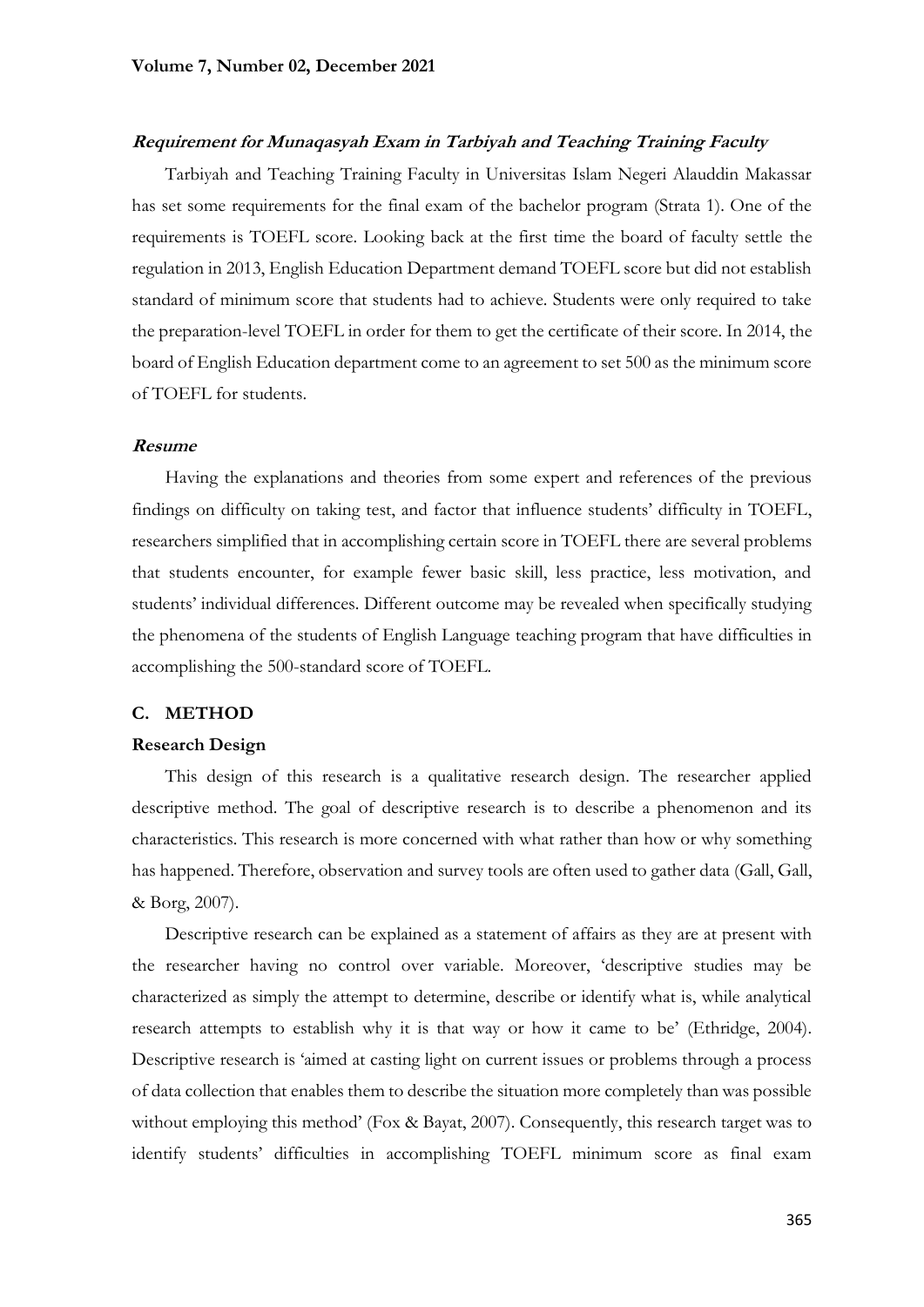***Requirement for Munaqasyah Exam in Tarbiyah and Teaching Training Faculty***

Tarbiyah and Teaching Training Faculty in Universitas Islam Negeri Alauddin Makassar has set some requirements for the final exam of the bachelor program (Strata 1). One of the requirements is TOEFL score. Looking back at the first time the board of faculty settle the regulation in 2013, English Education Department demand TOEFL score but did not establish standard of minimum score that students had to achieve. Students were only required to take the preparation-level TOEFL in order for them to get the certificate of their score. In 2014, the board of English Education department come to an agreement to set 500 as the minimum score of TOEFL for students.

***Resume***

Having the explanations and theories from some expert and references of the previous findings on difficulty on taking test, and factor that influence students' difficulty in TOEFL, researchers simplified that in accomplishing certain score in TOEFL there are several problems that students encounter, for example fewer basic skill, less practice, less motivation, and students' individual differences. Different outcome may be revealed when specifically studying the phenomena of the students of English Language teaching program that have difficulties in accomplishing the 500-standard score of TOEFL.

## C. METHOD

### Research Design

This design of this research is a qualitative research design. The researcher applied descriptive method. The goal of descriptive research is to describe a phenomenon and its characteristics. This research is more concerned with what rather than how or why something has happened. Therefore, observation and survey tools are often used to gather data (Gall, Gall, & Borg, 2007).

Descriptive research can be explained as a statement of affairs as they are at present with the researcher having no control over variable. Moreover, 'descriptive studies may be characterized as simply the attempt to determine, describe or identify what is, while analytical research attempts to establish why it is that way or how it came to be' (Ethridge, 2004). Descriptive research is 'aimed at casting light on current issues or problems through a process of data collection that enables them to describe the situation more completely than was possible without employing this method' (Fox & Bayat, 2007). Consequently, this research target was to identify students' difficulties in accomplishing TOEFL minimum score as final exam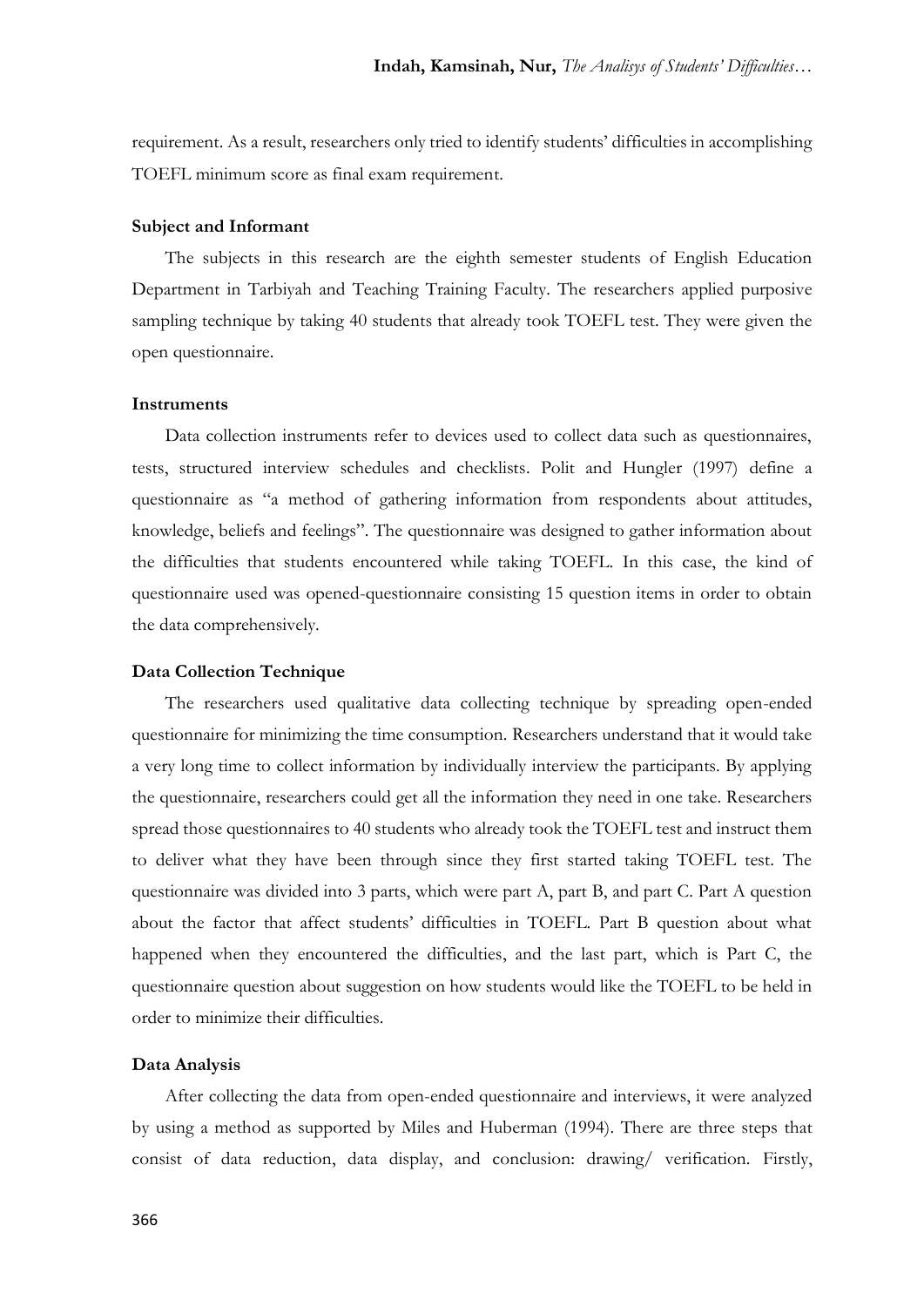requirement. As a result, researchers only tried to identify students' difficulties in accomplishing TOEFL minimum score as final exam requirement.

### Subject and Informant

The subjects in this research are the eighth semester students of English Education Department in Tarbiyah and Teaching Training Faculty. The researchers applied purposive sampling technique by taking 40 students that already took TOEFL test. They were given the open questionnaire.

### Instruments

Data collection instruments refer to devices used to collect data such as questionnaires, tests, structured interview schedules and checklists. Polit and Hungler (1997) define a questionnaire as "a method of gathering information from respondents about attitudes, knowledge, beliefs and feelings". The questionnaire was designed to gather information about the difficulties that students encountered while taking TOEFL. In this case, the kind of questionnaire used was opened-questionnaire consisting 15 question items in order to obtain the data comprehensively.

### Data Collection Technique

The researchers used qualitative data collecting technique by spreading open-ended questionnaire for minimizing the time consumption. Researchers understand that it would take a very long time to collect information by individually interview the participants. By applying the questionnaire, researchers could get all the information they need in one take. Researchers spread those questionnaires to 40 students who already took the TOEFL test and instruct them to deliver what they have been through since they first started taking TOEFL test. The questionnaire was divided into 3 parts, which were part A, part B, and part C. Part A question about the factor that affect students' difficulties in TOEFL. Part B question about what happened when they encountered the difficulties, and the last part, which is Part C, the questionnaire question about suggestion on how students would like the TOEFL to be held in order to minimize their difficulties.

### Data Analysis

After collecting the data from open-ended questionnaire and interviews, it were analyzed by using a method as supported by Miles and Huberman (1994). There are three steps that consist of data reduction, data display, and conclusion: drawing/ verification. Firstly,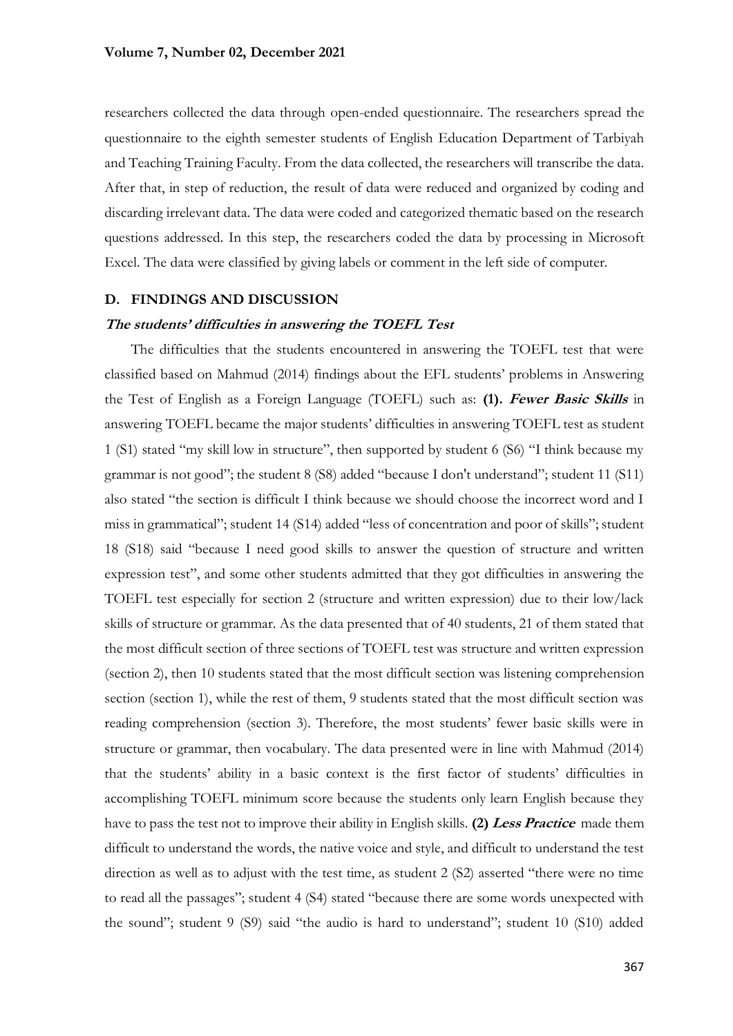researchers collected the data through open-ended questionnaire. The researchers spread the questionnaire to the eighth semester students of English Education Department of Tarbiyah and Teaching Training Faculty. From the data collected, the researchers will transcribe the data. After that, in step of reduction, the result of data were reduced and organized by coding and discarding irrelevant data. The data were coded and categorized thematic based on the research questions addressed. In this step, the researchers coded the data by processing in Microsoft Excel. The data were classified by giving labels or comment in the left side of computer.

## D. FINDINGS AND DISCUSSION

### *The students' difficulties in answering the TOEFL Test*

The difficulties that the students encountered in answering the TOEFL test that were classified based on Mahmud (2014) findings about the EFL students' problems in Answering the Test of English as a Foreign Language (TOEFL) such as: **(1). *Fewer Basic Skills*** in answering TOEFL became the major students' difficulties in answering TOEFL test as student 1 (S1) stated "my skill low in structure", then supported by student 6 (S6) "I think because my grammar is not good"; the student 8 (S8) added "because I don't understand"; student 11 (S11) also stated "the section is difficult I think because we should choose the incorrect word and I miss in grammatical"; student 14 (S14) added "less of concentration and poor of skills"; student 18 (S18) said "because I need good skills to answer the question of structure and written expression test", and some other students admitted that they got difficulties in answering the TOEFL test especially for section 2 (structure and written expression) due to their low/lack skills of structure or grammar. As the data presented that of 40 students, 21 of them stated that the most difficult section of three sections of TOEFL test was structure and written expression (section 2), then 10 students stated that the most difficult section was listening comprehension section (section 1), while the rest of them, 9 students stated that the most difficult section was reading comprehension (section 3). Therefore, the most students' fewer basic skills were in structure or grammar, then vocabulary. The data presented were in line with Mahmud (2014) that the students' ability in a basic context is the first factor of students' difficulties in accomplishing TOEFL minimum score because the students only learn English because they have to pass the test not to improve their ability in English skills. **(2) *Less Practice*** made them difficult to understand the words, the native voice and style, and difficult to understand the test direction as well as to adjust with the test time, as student 2 (S2) asserted "there were no time to read all the passages"; student 4 (S4) stated "because there are some words unexpected with the sound"; student 9 (S9) said "the audio is hard to understand"; student 10 (S10) added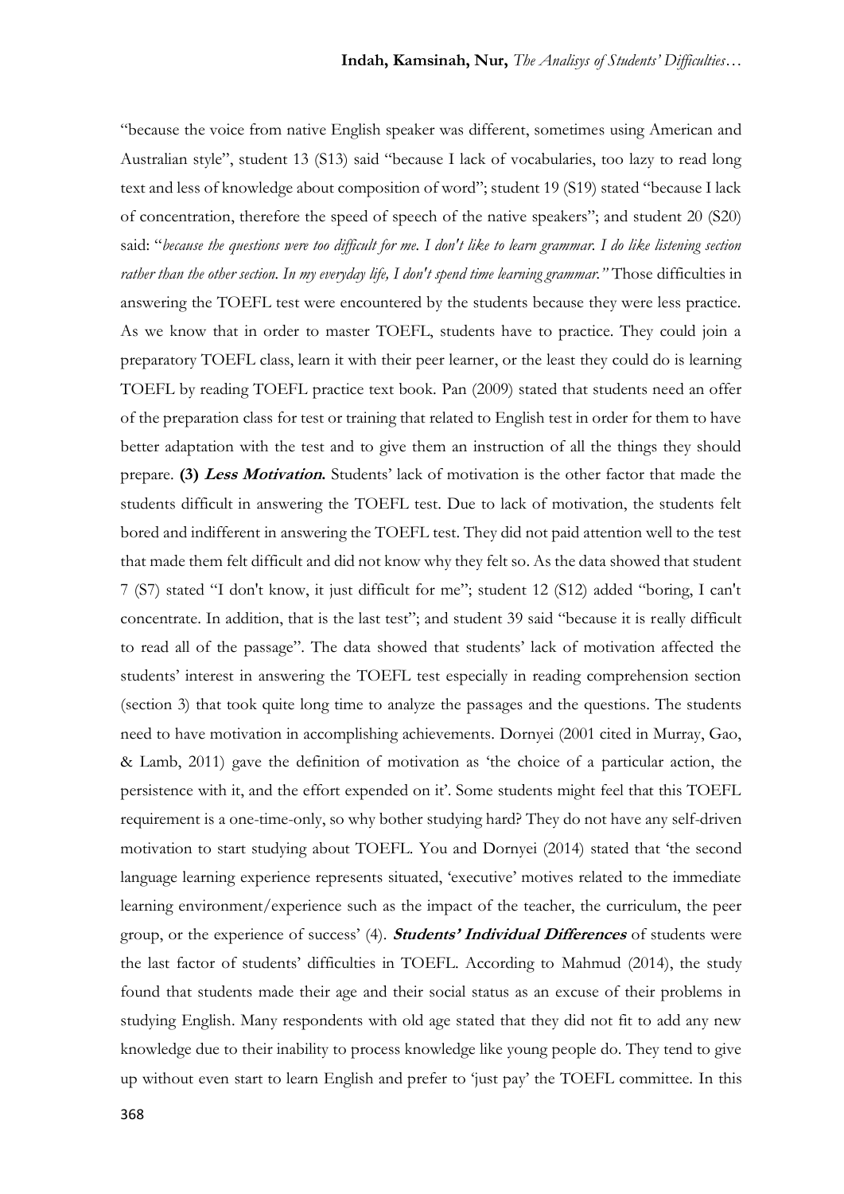"because the voice from native English speaker was different, sometimes using American and Australian style", student 13 (S13) said "because I lack of vocabularies, too lazy to read long text and less of knowledge about composition of word"; student 19 (S19) stated "because I lack of concentration, therefore the speed of speech of the native speakers"; and student 20 (S20) said: "*because the questions were too difficult for me. I don't like to learn grammar. I do like listening section rather than the other section. In my everyday life, I don't spend time learning grammar."* Those difficulties in answering the TOEFL test were encountered by the students because they were less practice. As we know that in order to master TOEFL, students have to practice. They could join a preparatory TOEFL class, learn it with their peer learner, or the least they could do is learning TOEFL by reading TOEFL practice text book. Pan (2009) stated that students need an offer of the preparation class for test or training that related to English test in order for them to have better adaptation with the test and to give them an instruction of all the things they should prepare. **(3) *Less Motivation.*** Students' lack of motivation is the other factor that made the students difficult in answering the TOEFL test. Due to lack of motivation, the students felt bored and indifferent in answering the TOEFL test. They did not paid attention well to the test that made them felt difficult and did not know why they felt so. As the data showed that student 7 (S7) stated "I don't know, it just difficult for me"; student 12 (S12) added "boring, I can't concentrate. In addition, that is the last test"; and student 39 said "because it is really difficult to read all of the passage". The data showed that students' lack of motivation affected the students' interest in answering the TOEFL test especially in reading comprehension section (section 3) that took quite long time to analyze the passages and the questions. The students need to have motivation in accomplishing achievements. Dornyei (2001 cited in Murray, Gao, & Lamb, 2011) gave the definition of motivation as 'the choice of a particular action, the persistence with it, and the effort expended on it'. Some students might feel that this TOEFL requirement is a one-time-only, so why bother studying hard? They do not have any self-driven motivation to start studying about TOEFL. You and Dornyei (2014) stated that 'the second language learning experience represents situated, 'executive' motives related to the immediate learning environment/experience such as the impact of the teacher, the curriculum, the peer group, or the experience of success' (4). ***Students' Individual Differences*** of students were the last factor of students' difficulties in TOEFL. According to Mahmud (2014), the study found that students made their age and their social status as an excuse of their problems in studying English. Many respondents with old age stated that they did not fit to add any new knowledge due to their inability to process knowledge like young people do. They tend to give up without even start to learn English and prefer to 'just pay' the TOEFL committee. In this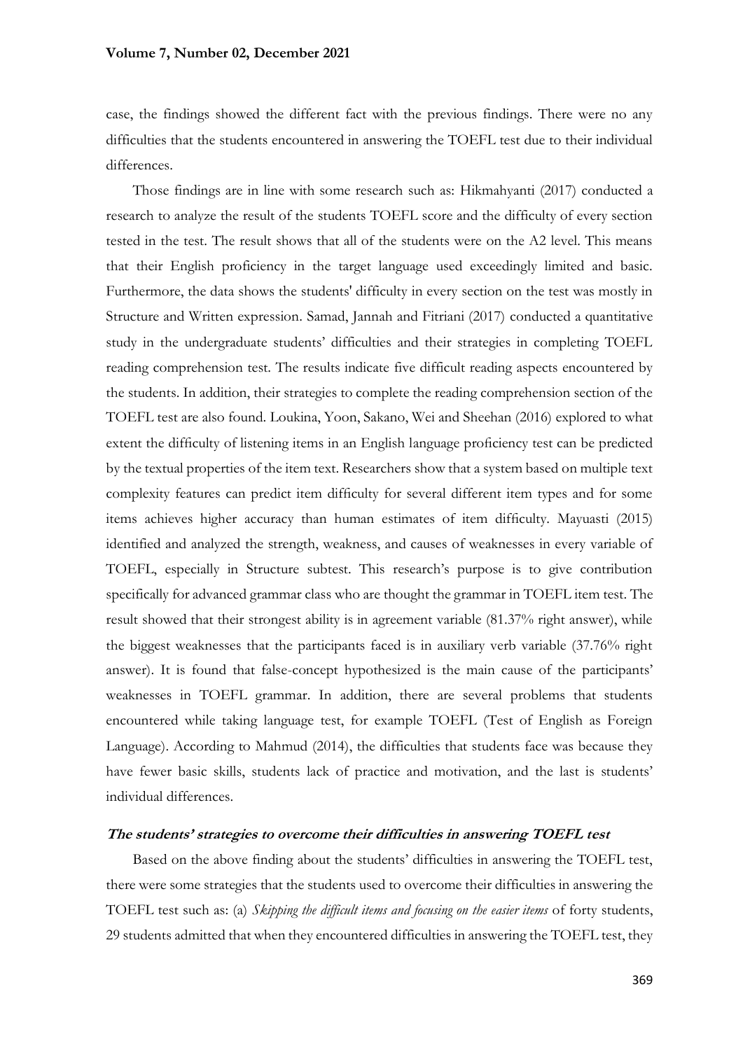case, the findings showed the different fact with the previous findings. There were no any difficulties that the students encountered in answering the TOEFL test due to their individual differences.

Those findings are in line with some research such as: Hikmahyanti (2017) conducted a research to analyze the result of the students TOEFL score and the difficulty of every section tested in the test. The result shows that all of the students were on the A2 level. This means that their English proficiency in the target language used exceedingly limited and basic. Furthermore, the data shows the students' difficulty in every section on the test was mostly in Structure and Written expression. Samad, Jannah and Fitriani (2017) conducted a quantitative study in the undergraduate students' difficulties and their strategies in completing TOEFL reading comprehension test. The results indicate five difficult reading aspects encountered by the students. In addition, their strategies to complete the reading comprehension section of the TOEFL test are also found. Loukina, Yoon, Sakano, Wei and Sheehan (2016) explored to what extent the difficulty of listening items in an English language proficiency test can be predicted by the textual properties of the item text. Researchers show that a system based on multiple text complexity features can predict item difficulty for several different item types and for some items achieves higher accuracy than human estimates of item difficulty. Mayuasti (2015) identified and analyzed the strength, weakness, and causes of weaknesses in every variable of TOEFL, especially in Structure subtest. This research's purpose is to give contribution specifically for advanced grammar class who are thought the grammar in TOEFL item test. The result showed that their strongest ability is in agreement variable (81.37% right answer), while the biggest weaknesses that the participants faced is in auxiliary verb variable (37.76% right answer). It is found that false-concept hypothesized is the main cause of the participants' weaknesses in TOEFL grammar. In addition, there are several problems that students encountered while taking language test, for example TOEFL (Test of English as Foreign Language). According to Mahmud (2014), the difficulties that students face was because they have fewer basic skills, students lack of practice and motivation, and the last is students' individual differences.

### *The students' strategies to overcome their difficulties in answering TOEFL test*

Based on the above finding about the students' difficulties in answering the TOEFL test, there were some strategies that the students used to overcome their difficulties in answering the TOEFL test such as: (a) *Skipping the difficult items and focusing on the easier items* of forty students, 29 students admitted that when they encountered difficulties in answering the TOEFL test, they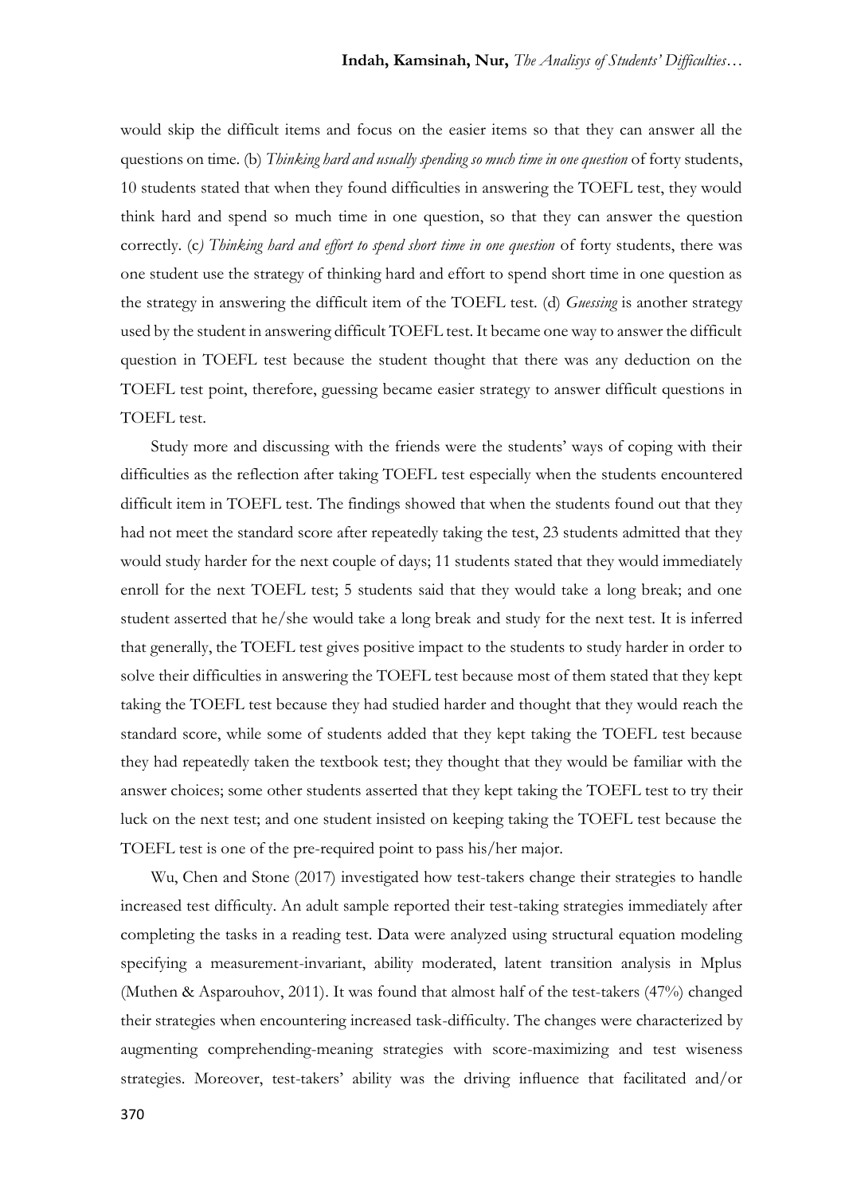would skip the difficult items and focus on the easier items so that they can answer all the questions on time. (b) *Thinking hard and usually spending so much time in one question* of forty students, 10 students stated that when they found difficulties in answering the TOEFL test, they would think hard and spend so much time in one question, so that they can answer the question correctly. (c*) Thinking hard and effort to spend short time in one question* of forty students, there was one student use the strategy of thinking hard and effort to spend short time in one question as the strategy in answering the difficult item of the TOEFL test. (d) *Guessing* is another strategy used by the student in answering difficult TOEFL test. It became one way to answer the difficult question in TOEFL test because the student thought that there was any deduction on the TOEFL test point, therefore, guessing became easier strategy to answer difficult questions in TOEFL test.

Study more and discussing with the friends were the students' ways of coping with their difficulties as the reflection after taking TOEFL test especially when the students encountered difficult item in TOEFL test. The findings showed that when the students found out that they had not meet the standard score after repeatedly taking the test, 23 students admitted that they would study harder for the next couple of days; 11 students stated that they would immediately enroll for the next TOEFL test; 5 students said that they would take a long break; and one student asserted that he/she would take a long break and study for the next test. It is inferred that generally, the TOEFL test gives positive impact to the students to study harder in order to solve their difficulties in answering the TOEFL test because most of them stated that they kept taking the TOEFL test because they had studied harder and thought that they would reach the standard score, while some of students added that they kept taking the TOEFL test because they had repeatedly taken the textbook test; they thought that they would be familiar with the answer choices; some other students asserted that they kept taking the TOEFL test to try their luck on the next test; and one student insisted on keeping taking the TOEFL test because the TOEFL test is one of the pre-required point to pass his/her major.

Wu, Chen and Stone (2017) investigated how test-takers change their strategies to handle increased test difficulty. An adult sample reported their test-taking strategies immediately after completing the tasks in a reading test. Data were analyzed using structural equation modeling specifying a measurement-invariant, ability moderated, latent transition analysis in Mplus (Muthen & Asparouhov, 2011). It was found that almost half of the test-takers (47%) changed their strategies when encountering increased task-difficulty. The changes were characterized by augmenting comprehending-meaning strategies with score-maximizing and test wiseness strategies. Moreover, test-takers' ability was the driving influence that facilitated and/or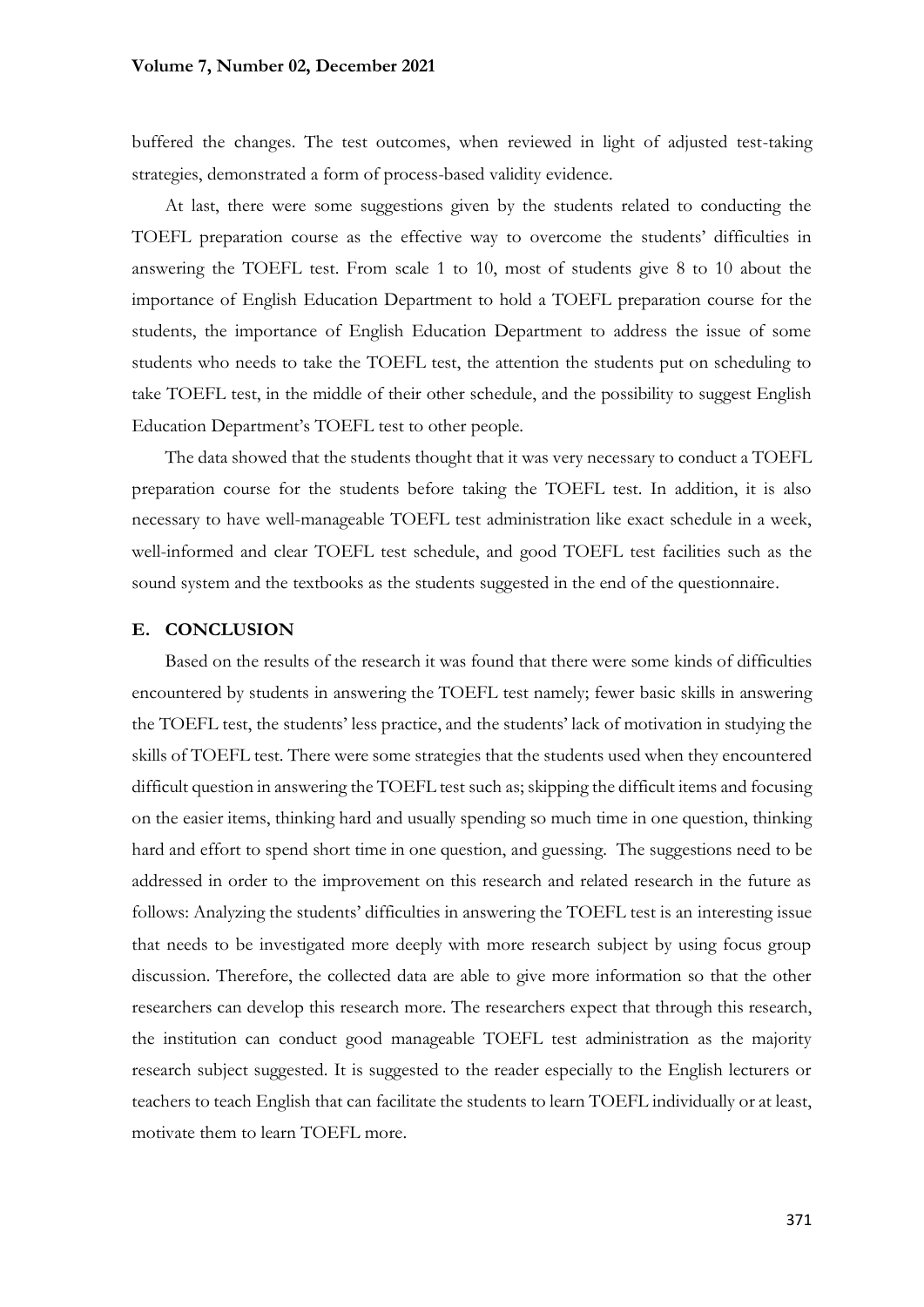buffered the changes. The test outcomes, when reviewed in light of adjusted test-taking strategies, demonstrated a form of process-based validity evidence.

At last, there were some suggestions given by the students related to conducting the TOEFL preparation course as the effective way to overcome the students' difficulties in answering the TOEFL test. From scale 1 to 10, most of students give 8 to 10 about the importance of English Education Department to hold a TOEFL preparation course for the students, the importance of English Education Department to address the issue of some students who needs to take the TOEFL test, the attention the students put on scheduling to take TOEFL test, in the middle of their other schedule, and the possibility to suggest English Education Department's TOEFL test to other people.

The data showed that the students thought that it was very necessary to conduct a TOEFL preparation course for the students before taking the TOEFL test. In addition, it is also necessary to have well-manageable TOEFL test administration like exact schedule in a week, well-informed and clear TOEFL test schedule, and good TOEFL test facilities such as the sound system and the textbooks as the students suggested in the end of the questionnaire.

## E. CONCLUSION

Based on the results of the research it was found that there were some kinds of difficulties encountered by students in answering the TOEFL test namely; fewer basic skills in answering the TOEFL test, the students' less practice, and the students' lack of motivation in studying the skills of TOEFL test. There were some strategies that the students used when they encountered difficult question in answering the TOEFL test such as; skipping the difficult items and focusing on the easier items, thinking hard and usually spending so much time in one question, thinking hard and effort to spend short time in one question, and guessing. The suggestions need to be addressed in order to the improvement on this research and related research in the future as follows: Analyzing the students' difficulties in answering the TOEFL test is an interesting issue that needs to be investigated more deeply with more research subject by using focus group discussion. Therefore, the collected data are able to give more information so that the other researchers can develop this research more. The researchers expect that through this research, the institution can conduct good manageable TOEFL test administration as the majority research subject suggested. It is suggested to the reader especially to the English lecturers or teachers to teach English that can facilitate the students to learn TOEFL individually or at least, motivate them to learn TOEFL more.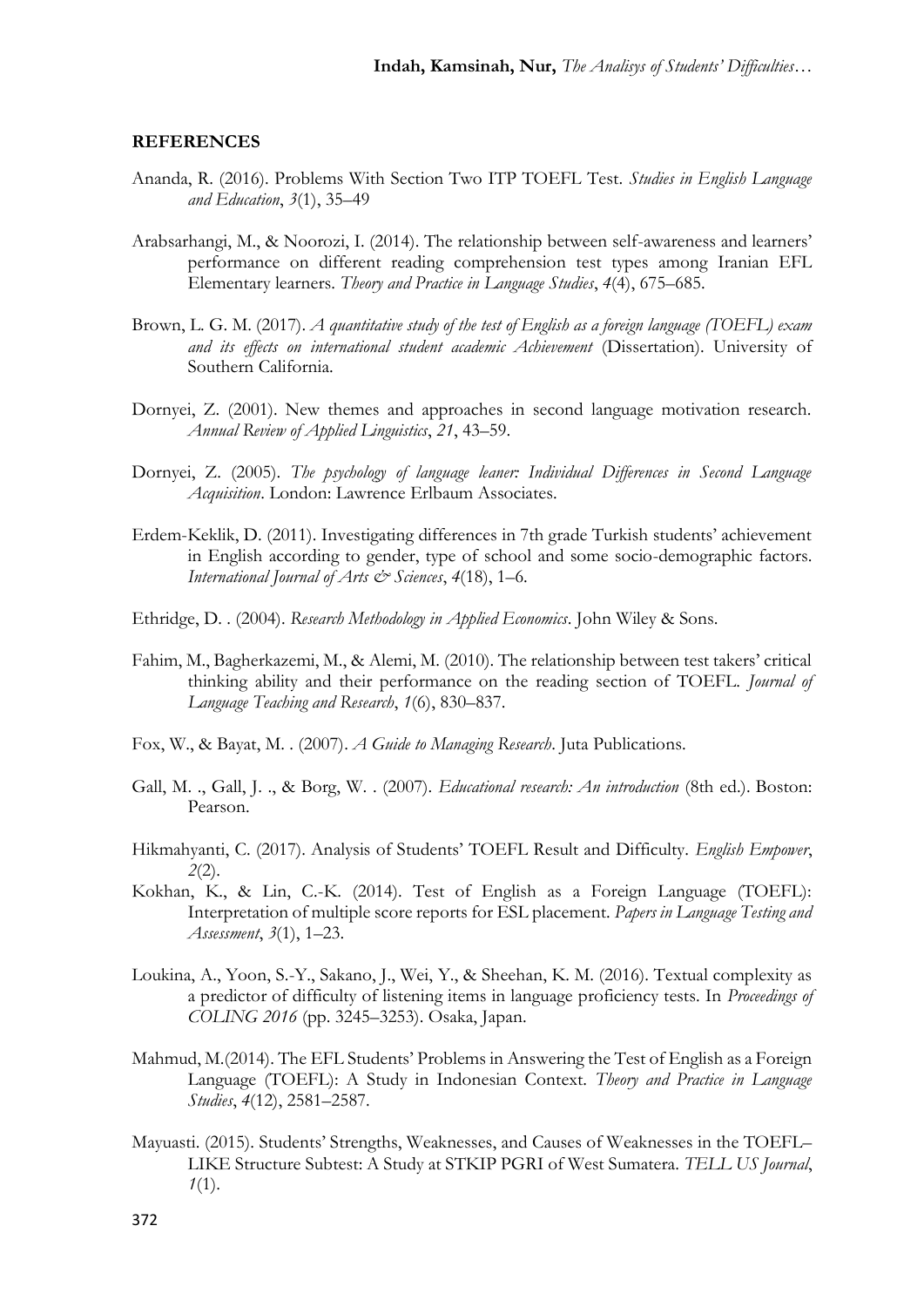**REFERENCES**

Ananda, R. (2016). Problems With Section Two ITP TOEFL Test. *Studies in English Language and Education*, *3*(1), 35–49

Arabsarhangi, M., & Noorozi, I. (2014). The relationship between self-awareness and learners' performance on different reading comprehension test types among Iranian EFL Elementary learners. *Theory and Practice in Language Studies*, *4*(4), 675–685.

Brown, L. G. M. (2017). *A quantitative study of the test of English as a foreign language (TOEFL) exam and its effects on international student academic Achievement* (Dissertation). University of Southern California.

Dornyei, Z. (2001). New themes and approaches in second language motivation research. *Annual Review of Applied Linguistics*, *21*, 43–59.

Dornyei, Z. (2005). *The psychology of language leaner: Individual Differences in Second Language Acquisition*. London: Lawrence Erlbaum Associates.

Erdem-Keklik, D. (2011). Investigating differences in 7th grade Turkish students' achievement in English according to gender, type of school and some socio-demographic factors. *International Journal of Arts & Sciences*, *4*(18), 1–6.

Ethridge, D. . (2004). *Research Methodology in Applied Economics*. John Wiley & Sons.

Fahim, M., Bagherkazemi, M., & Alemi, M. (2010). The relationship between test takers' critical thinking ability and their performance on the reading section of TOEFL. *Journal of Language Teaching and Research*, *1*(6), 830–837.

Fox, W., & Bayat, M. . (2007). *A Guide to Managing Research*. Juta Publications.

Gall, M. ., Gall, J. ., & Borg, W. . (2007). *Educational research: An introduction* (8th ed.). Boston: Pearson.

Hikmahyanti, C. (2017). Analysis of Students' TOEFL Result and Difficulty. *English Empower*, *2*(2).

Kokhan, K., & Lin, C.-K. (2014). Test of English as a Foreign Language (TOEFL): Interpretation of multiple score reports for ESL placement. *Papers in Language Testing and Assessment*, *3*(1), 1–23.

Loukina, A., Yoon, S.-Y., Sakano, J., Wei, Y., & Sheehan, K. M. (2016). Textual complexity as a predictor of difficulty of listening items in language proficiency tests. In *Proceedings of COLING 2016* (pp. 3245–3253). Osaka, Japan.

Mahmud, M.(2014). The EFL Students' Problems in Answering the Test of English as a Foreign Language (TOEFL): A Study in Indonesian Context. *Theory and Practice in Language Studies*, *4*(12), 2581–2587.

Mayuasti. (2015). Students' Strengths, Weaknesses, and Causes of Weaknesses in the TOEFL–LIKE Structure Subtest: A Study at STKIP PGRI of West Sumatera. *TELL US Journal*, *1*(1).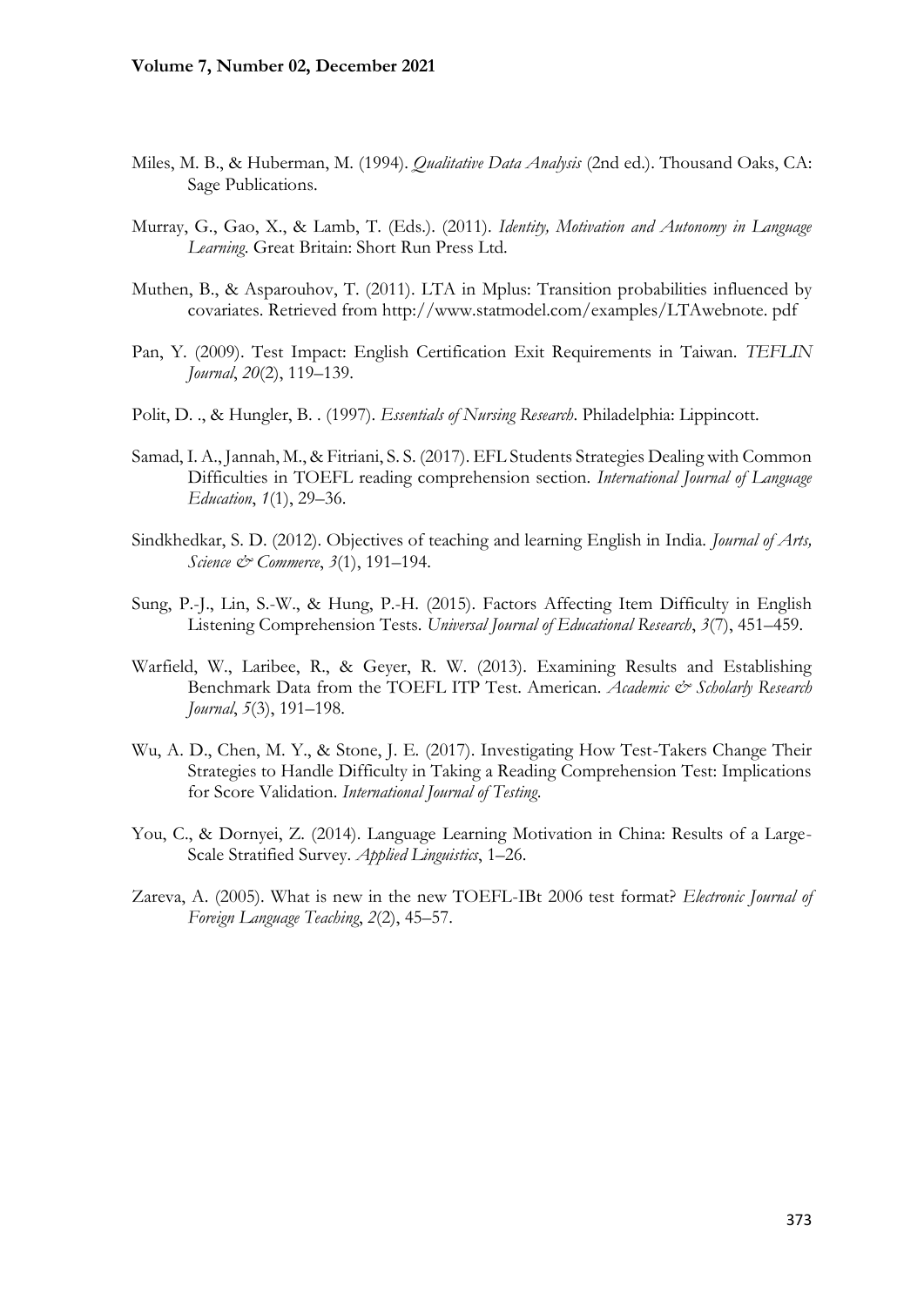Miles, M. B., & Huberman, M. (1994). *Qualitative Data Analysis* (2nd ed.). Thousand Oaks, CA: Sage Publications.

Murray, G., Gao, X., & Lamb, T. (Eds.). (2011). *Identity, Motivation and Autonomy in Language Learning*. Great Britain: Short Run Press Ltd.

Muthen, B., & Asparouhov, T. (2011). LTA in Mplus: Transition probabilities influenced by covariates. Retrieved from http://www.statmodel.com/examples/LTAwebnote. pdf

Pan, Y. (2009). Test Impact: English Certification Exit Requirements in Taiwan. *TEFLIN Journal*, *20*(2), 119–139.

Polit, D. ., & Hungler, B. . (1997). *Essentials of Nursing Research*. Philadelphia: Lippincott.

Samad, I. A., Jannah, M., & Fitriani, S. S. (2017). EFL Students Strategies Dealing with Common Difficulties in TOEFL reading comprehension section. *International Journal of Language Education*, *1*(1), 29–36.

Sindkhedkar, S. D. (2012). Objectives of teaching and learning English in India. *Journal of Arts, Science & Commerce*, *3*(1), 191–194.

Sung, P.-J., Lin, S.-W., & Hung, P.-H. (2015). Factors Affecting Item Difficulty in English Listening Comprehension Tests. *Universal Journal of Educational Research*, *3*(7), 451–459.

Warfield, W., Laribee, R., & Geyer, R. W. (2013). Examining Results and Establishing Benchmark Data from the TOEFL ITP Test. American. *Academic & Scholarly Research Journal*, *5*(3), 191–198.

Wu, A. D., Chen, M. Y., & Stone, J. E. (2017). Investigating How Test-Takers Change Their Strategies to Handle Difficulty in Taking a Reading Comprehension Test: Implications for Score Validation. *International Journal of Testing*.

You, C., & Dornyei, Z. (2014). Language Learning Motivation in China: Results of a Large-Scale Stratified Survey. *Applied Linguistics*, 1–26.

Zareva, A. (2005). What is new in the new TOEFL-IBt 2006 test format? *Electronic Journal of Foreign Language Teaching*, *2*(2), 45–57.